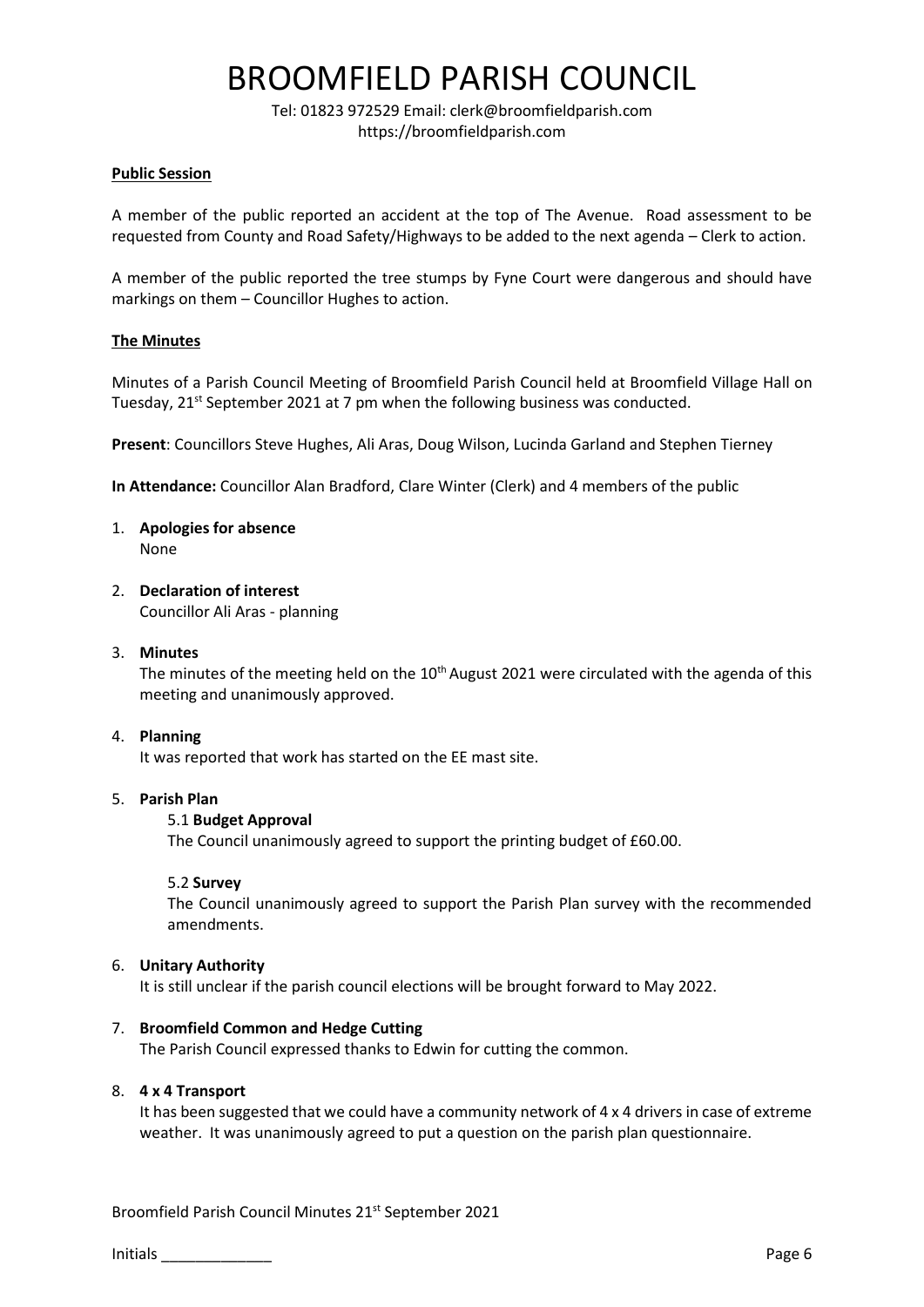# BROOMFIELD PARISH COUNCIL

Tel: 01823 972529 Email: clerk@broomfieldparish.com
https://broomfieldparish.com

**Public Session**

A member of the public reported an accident at the top of The Avenue. Road assessment to be requested from County and Road Safety/Highways to be added to the next agenda – Clerk to action.

A member of the public reported the tree stumps by Fyne Court were dangerous and should have markings on them – Councillor Hughes to action.

**The Minutes**

Minutes of a Parish Council Meeting of Broomfield Parish Council held at Broomfield Village Hall on Tuesday, 21st September 2021 at 7 pm when the following business was conducted.

**Present**: Councillors Steve Hughes, Ali Aras, Doug Wilson, Lucinda Garland and Stephen Tierney

**In Attendance:** Councillor Alan Bradford, Clare Winter (Clerk) and 4 members of the public

1. **Apologies for absence**
   None

2. **Declaration of interest**
   Councillor Ali Aras - planning

3. **Minutes**
   The minutes of the meeting held on the 10th August 2021 were circulated with the agenda of this meeting and unanimously approved.

4. **Planning**
   It was reported that work has started on the EE mast site.

5. **Parish Plan**

   5.1 **Budget Approval**
   The Council unanimously agreed to support the printing budget of £60.00.

   5.2 **Survey**
   The Council unanimously agreed to support the Parish Plan survey with the recommended amendments.

6. **Unitary Authority**
   It is still unclear if the parish council elections will be brought forward to May 2022.

7. **Broomfield Common and Hedge Cutting**
   The Parish Council expressed thanks to Edwin for cutting the common.

8. **4 x 4 Transport**
   It has been suggested that we could have a community network of 4 x 4 drivers in case of extreme weather. It was unanimously agreed to put a question on the parish plan questionnaire.

Broomfield Parish Council Minutes 21st September 2021

Initials _____________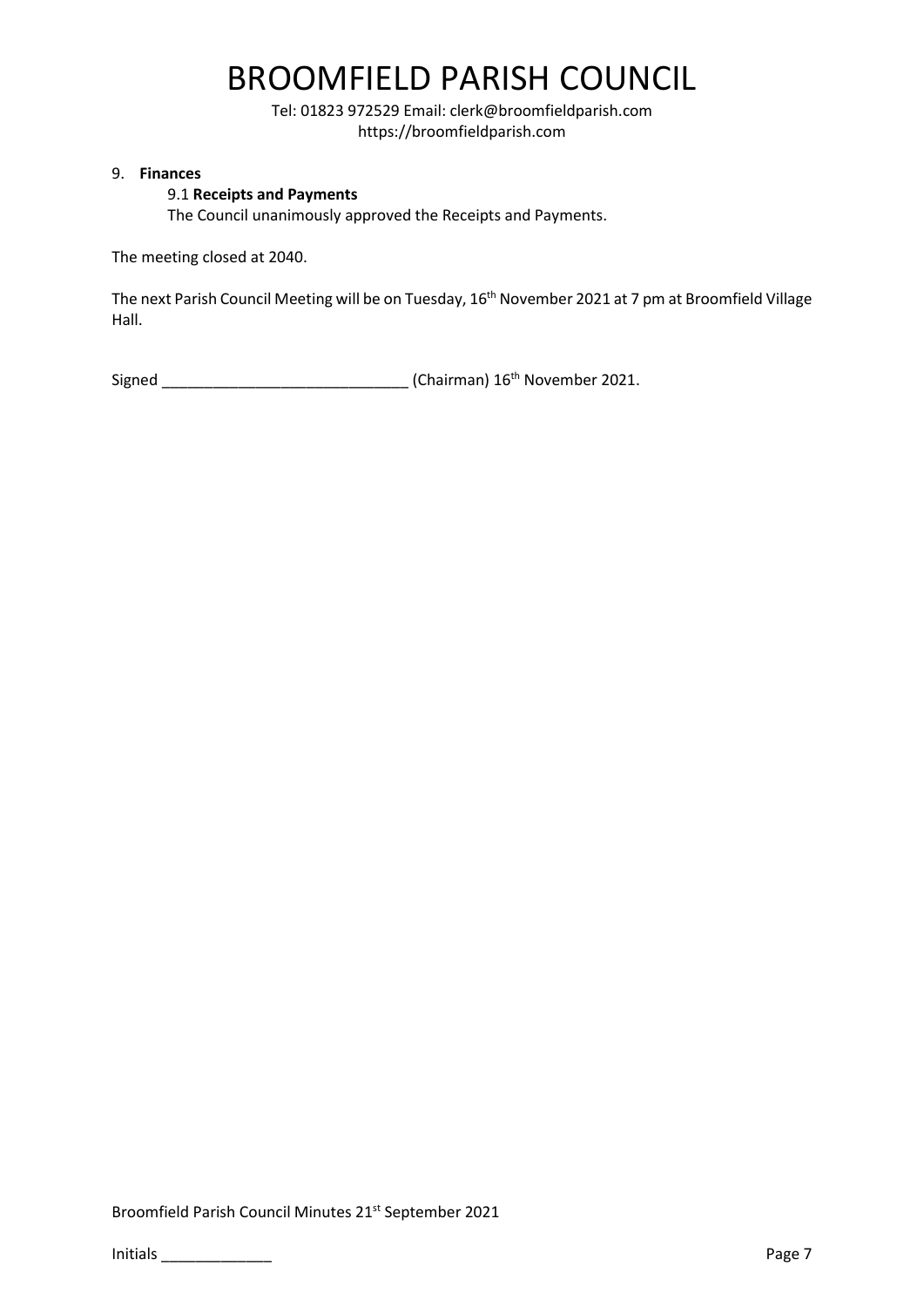9. **Finances**

   9.1 **Receipts and Payments**

   The Council unanimously approved the Receipts and Payments.

The meeting closed at 2040.

The next Parish Council Meeting will be on Tuesday, 16th November 2021 at 7 pm at Broomfield Village Hall.

Signed _____________________________ (Chairman) 16th November 2021.

Initials _____________